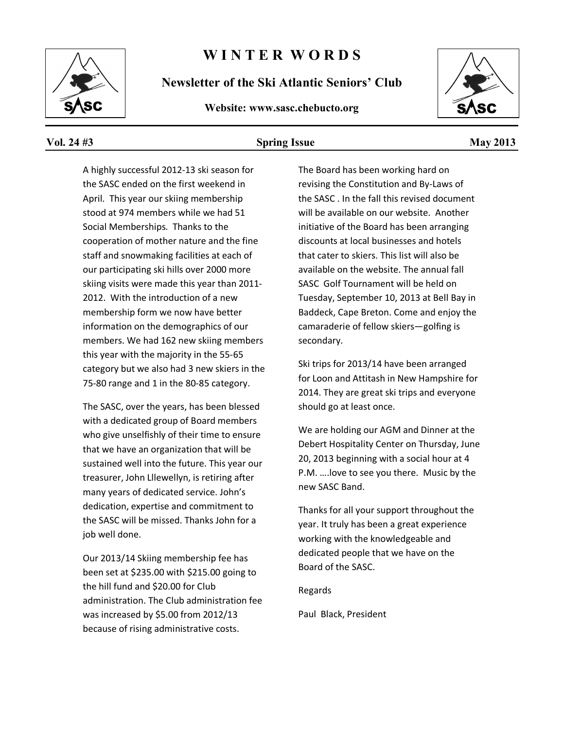# W I N T E R W O R D S

**Newsletter of the Ski Atlantic Seniors' Club**

**Website: www.sasc.chebucto.org**

**Vol. 24 #3** **Spring Issue** **May 2013**

A highly successful 2012-13 ski season for the SASC ended on the first weekend in April. This year our skiing membership stood at 974 members while we had 51 Social Memberships. Thanks to the cooperation of mother nature and the fine staff and snowmaking facilities at each of our participating ski hills over 2000 more skiing visits were made this year than 2011-2012. With the introduction of a new membership form we now have better information on the demographics of our members. We had 162 new skiing members this year with the majority in the 55-65 category but we also had 3 new skiers in the 75-80 range and 1 in the 80-85 category.

The SASC, over the years, has been blessed with a dedicated group of Board members who give unselfishly of their time to ensure that we have an organization that will be sustained well into the future. This year our treasurer, John Lllewellyn, is retiring after many years of dedicated service. John's dedication, expertise and commitment to the SASC will be missed. Thanks John for a job well done.

Our 2013/14 Skiing membership fee has been set at $235.00 with $215.00 going to the hill fund and $20.00 for Club administration. The Club administration fee was increased by $5.00 from 2012/13 because of rising administrative costs.

The Board has been working hard on revising the Constitution and By-Laws of the SASC . In the fall this revised document will be available on our website. Another initiative of the Board has been arranging discounts at local businesses and hotels that cater to skiers. This list will also be available on the website. The annual fall SASC Golf Tournament will be held on Tuesday, September 10, 2013 at Bell Bay in Baddeck, Cape Breton. Come and enjoy the camaraderie of fellow skiers—golfing is secondary.

Ski trips for 2013/14 have been arranged for Loon and Attitash in New Hampshire for 2014. They are great ski trips and everyone should go at least once.

We are holding our AGM and Dinner at the Debert Hospitality Center on Thursday, June 20, 2013 beginning with a social hour at 4 P.M. ….love to see you there. Music by the new SASC Band.

Thanks for all your support throughout the year. It truly has been a great experience working with the knowledgeable and dedicated people that we have on the Board of the SASC.

Regards

Paul Black, President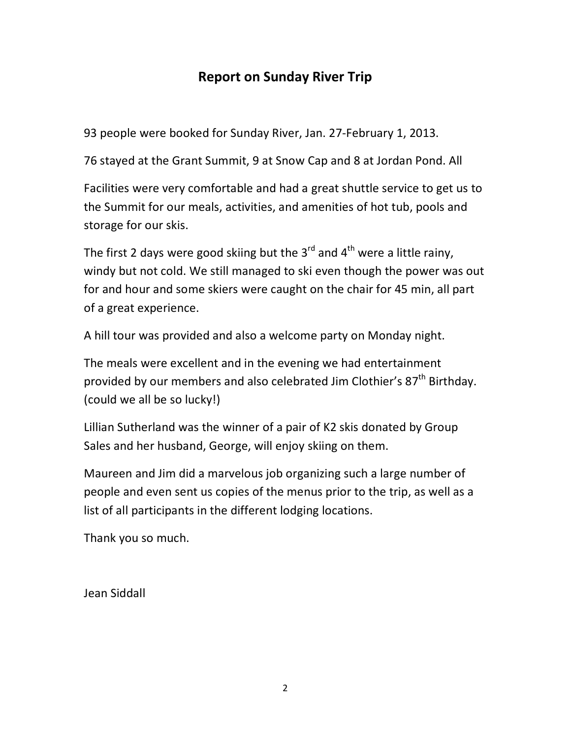# Report on Sunday River Trip

93 people were booked for Sunday River, Jan. 27-February 1, 2013.

76 stayed at the Grant Summit, 9 at Snow Cap and 8 at Jordan Pond. All

Facilities were very comfortable and had a great shuttle service to get us to the Summit for our meals, activities, and amenities of hot tub, pools and storage for our skis.

The first 2 days were good skiing but the 3rd and 4th were a little rainy, windy but not cold. We still managed to ski even though the power was out for and hour and some skiers were caught on the chair for 45 min, all part of a great experience.

A hill tour was provided and also a welcome party on Monday night.

The meals were excellent and in the evening we had entertainment provided by our members and also celebrated Jim Clothier's 87th Birthday. (could we all be so lucky!)

Lillian Sutherland was the winner of a pair of K2 skis donated by Group Sales and her husband, George, will enjoy skiing on them.

Maureen and Jim did a marvelous job organizing such a large number of people and even sent us copies of the menus prior to the trip, as well as a list of all participants in the different lodging locations.

Thank you so much.

Jean Siddall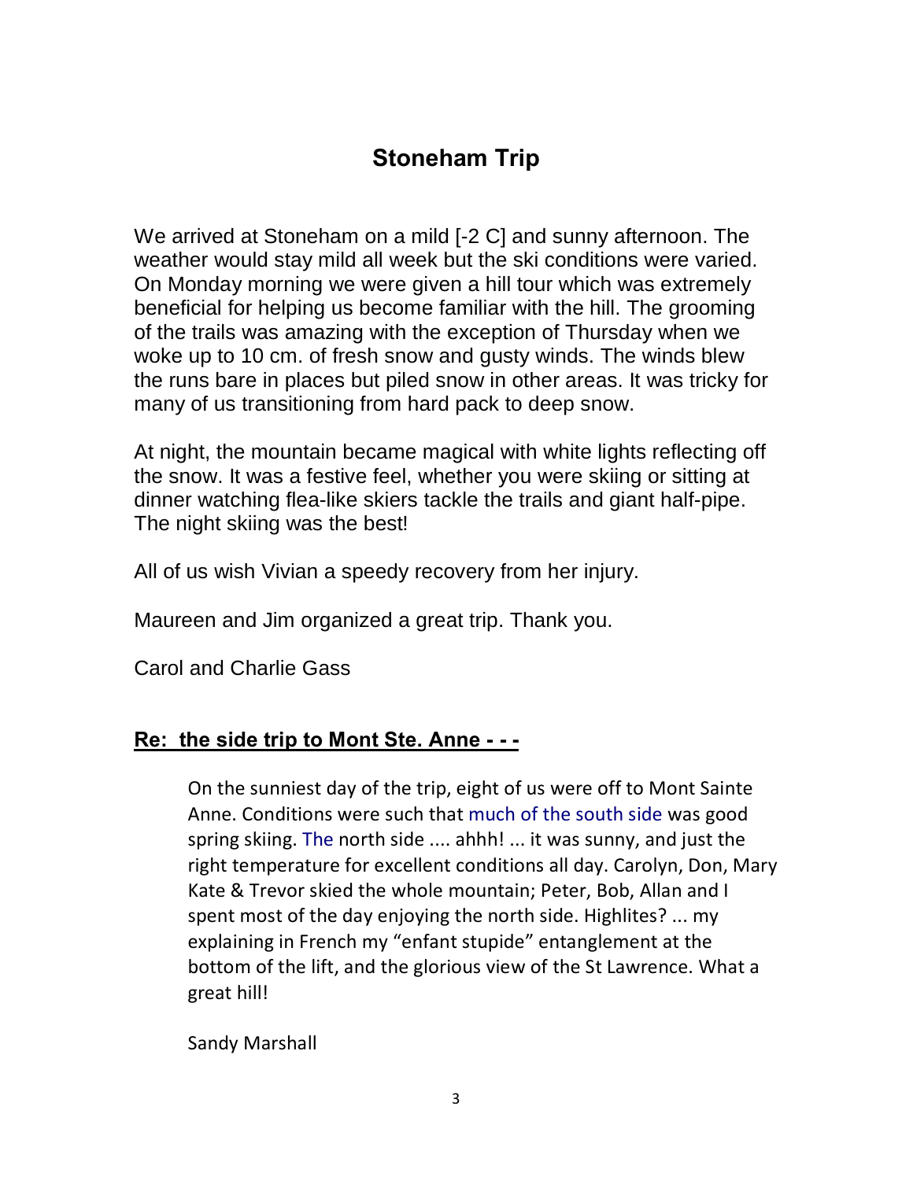## Stoneham Trip

We arrived at Stoneham on a mild [-2 C] and sunny afternoon. The weather would stay mild all week but the ski conditions were varied. On Monday morning we were given a hill tour which was extremely beneficial for helping us become familiar with the hill. The grooming of the trails was amazing with the exception of Thursday when we woke up to 10 cm. of fresh snow and gusty winds. The winds blew the runs bare in places but piled snow in other areas. It was tricky for many of us transitioning from hard pack to deep snow.

At night, the mountain became magical with white lights reflecting off the snow. It was a festive feel, whether you were skiing or sitting at dinner watching flea-like skiers tackle the trails and giant half-pipe. The night skiing was the best!

All of us wish Vivian a speedy recovery from her injury.

Maureen and Jim organized a great trip. Thank you.

Carol and Charlie Gass

### Re: the side trip to Mont Ste. Anne - - -

On the sunniest day of the trip, eight of us were off to Mont Sainte Anne. Conditions were such that much of the south side was good spring skiing. The north side .... ahhh! ... it was sunny, and just the right temperature for excellent conditions all day. Carolyn, Don, Mary Kate & Trevor skied the whole mountain; Peter, Bob, Allan and I spent most of the day enjoying the north side. Highlites? ... my explaining in French my “enfant stupide” entanglement at the bottom of the lift, and the glorious view of the St Lawrence. What a great hill!

Sandy Marshall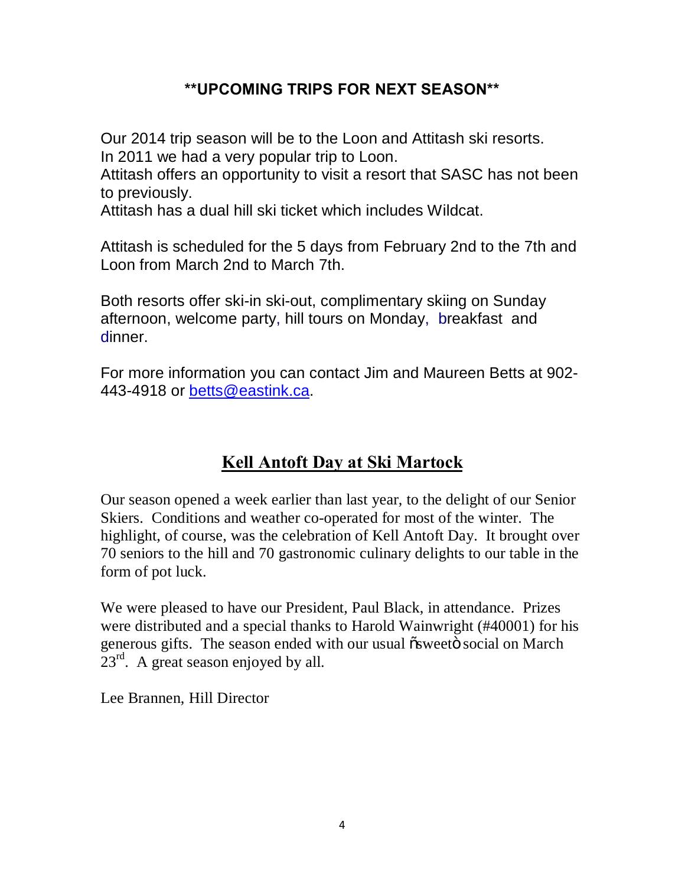## **UPCOMING TRIPS FOR NEXT SEASON**

Our 2014 trip season will be to the Loon and Attitash ski resorts.
In 2011 we had a very popular trip to Loon.
Attitash offers an opportunity to visit a resort that SASC has not been to previously.
Attitash has a dual hill ski ticket which includes Wildcat.

Attitash is scheduled for the 5 days from February 2nd to the 7th and Loon from March 2nd to March 7th.

Both resorts offer ski-in ski-out, complimentary skiing on Sunday afternoon, welcome party, hill tours on Monday, breakfast and dinner.

For more information you can contact Jim and Maureen Betts at 902-443-4918 or betts@eastink.ca.

## Kell Antoft Day at Ski Martock

Our season opened a week earlier than last year, to the delight of our Senior Skiers. Conditions and weather co-operated for most of the winter. The highlight, of course, was the celebration of Kell Antoft Day. It brought over 70 seniors to the hill and 70 gastronomic culinary delights to our table in the form of pot luck.

We were pleased to have our President, Paul Black, in attendance. Prizes were distributed and a special thanks to Harold Wainwright (#40001) for his generous gifts. The season ended with our usual "sweet" social on March 23rd. A great season enjoyed by all.

Lee Brannen, Hill Director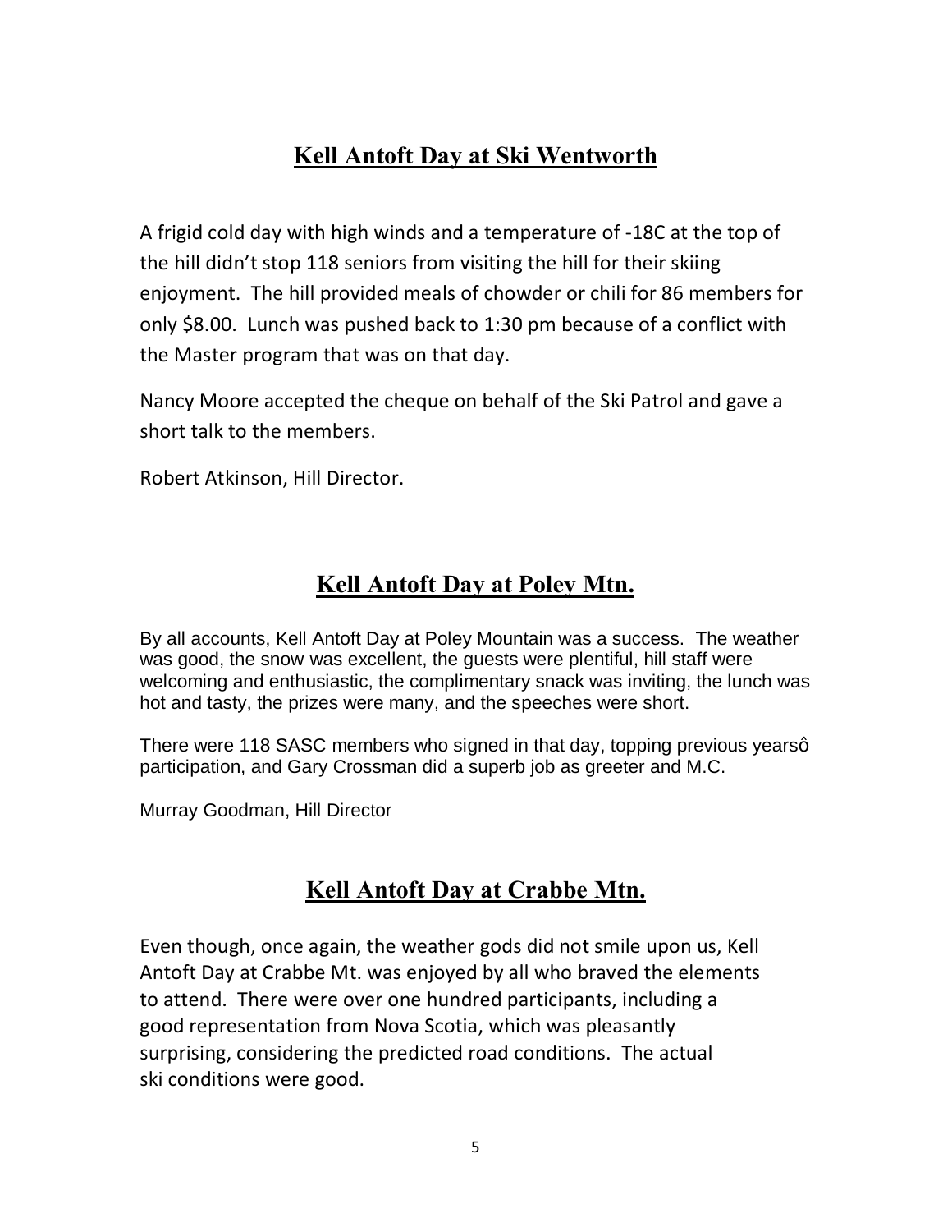## Kell Antoft Day at Ski Wentworth

A frigid cold day with high winds and a temperature of -18C at the top of the hill didn't stop 118 seniors from visiting the hill for their skiing enjoyment. The hill provided meals of chowder or chili for 86 members for only $8.00. Lunch was pushed back to 1:30 pm because of a conflict with the Master program that was on that day.

Nancy Moore accepted the cheque on behalf of the Ski Patrol and gave a short talk to the members.

Robert Atkinson, Hill Director.

## Kell Antoft Day at Poley Mtn.

By all accounts, Kell Antoft Day at Poley Mountain was a success. The weather was good, the snow was excellent, the guests were plentiful, hill staff were welcoming and enthusiastic, the complimentary snack was inviting, the lunch was hot and tasty, the prizes were many, and the speeches were short.

There were 118 SASC members who signed in that day, topping previous yearsô participation, and Gary Crossman did a superb job as greeter and M.C.

Murray Goodman, Hill Director

## Kell Antoft Day at Crabbe Mtn.

Even though, once again, the weather gods did not smile upon us, Kell Antoft Day at Crabbe Mt. was enjoyed by all who braved the elements to attend. There were over one hundred participants, including a good representation from Nova Scotia, which was pleasantly surprising, considering the predicted road conditions. The actual ski conditions were good.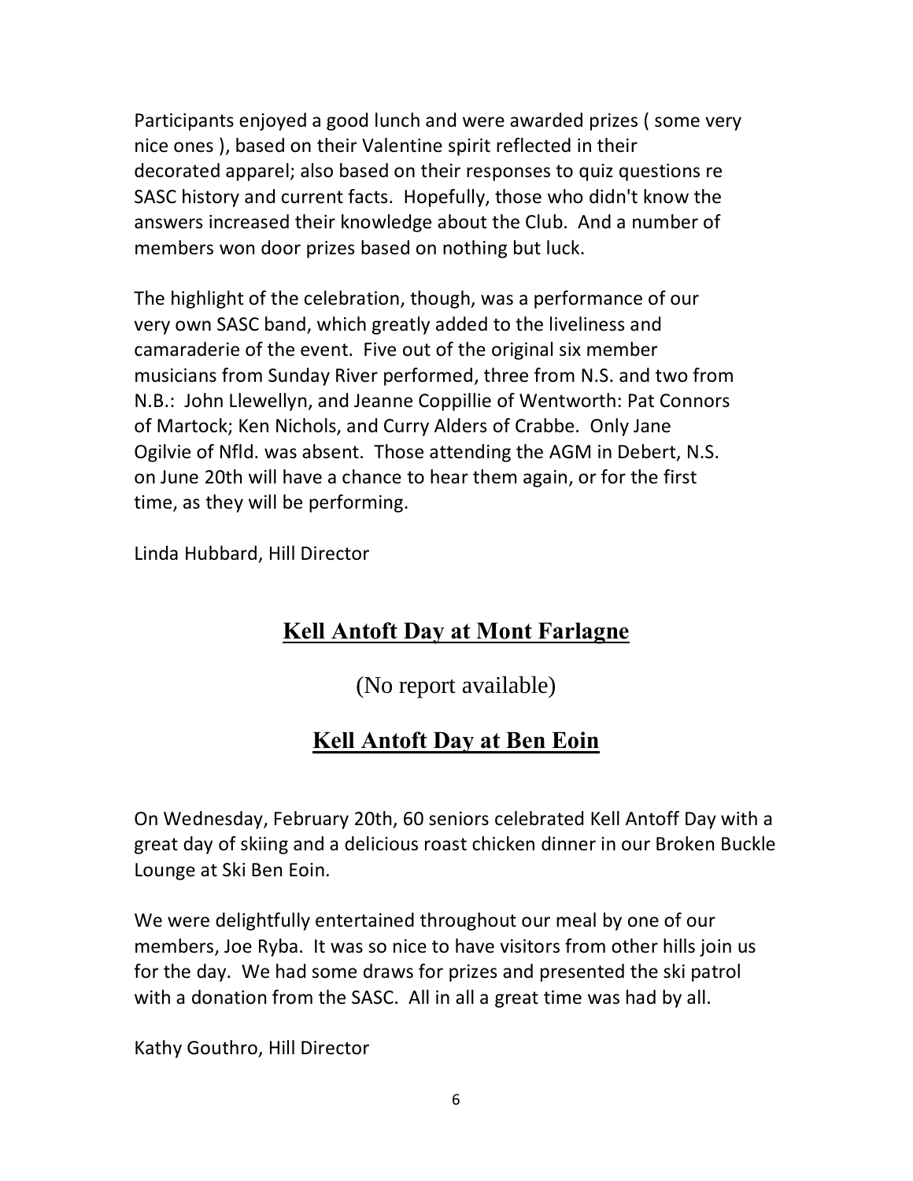Participants enjoyed a good lunch and were awarded prizes ( some very nice ones ), based on their Valentine spirit reflected in their decorated apparel; also based on their responses to quiz questions re SASC history and current facts. Hopefully, those who didn't know the answers increased their knowledge about the Club. And a number of members won door prizes based on nothing but luck.

The highlight of the celebration, though, was a performance of our very own SASC band, which greatly added to the liveliness and camaraderie of the event. Five out of the original six member musicians from Sunday River performed, three from N.S. and two from N.B.: John Llewellyn, and Jeanne Coppillie of Wentworth: Pat Connors of Martock; Ken Nichols, and Curry Alders of Crabbe. Only Jane Ogilvie of Nfld. was absent. Those attending the AGM in Debert, N.S. on June 20th will have a chance to hear them again, or for the first time, as they will be performing.

Linda Hubbard, Hill Director

## Kell Antoft Day at Mont Farlagne

(No report available)

## Kell Antoft Day at Ben Eoin

On Wednesday, February 20th, 60 seniors celebrated Kell Antoff Day with a great day of skiing and a delicious roast chicken dinner in our Broken Buckle Lounge at Ski Ben Eoin.

We were delightfully entertained throughout our meal by one of our members, Joe Ryba. It was so nice to have visitors from other hills join us for the day. We had some draws for prizes and presented the ski patrol with a donation from the SASC. All in all a great time was had by all.

Kathy Gouthro, Hill Director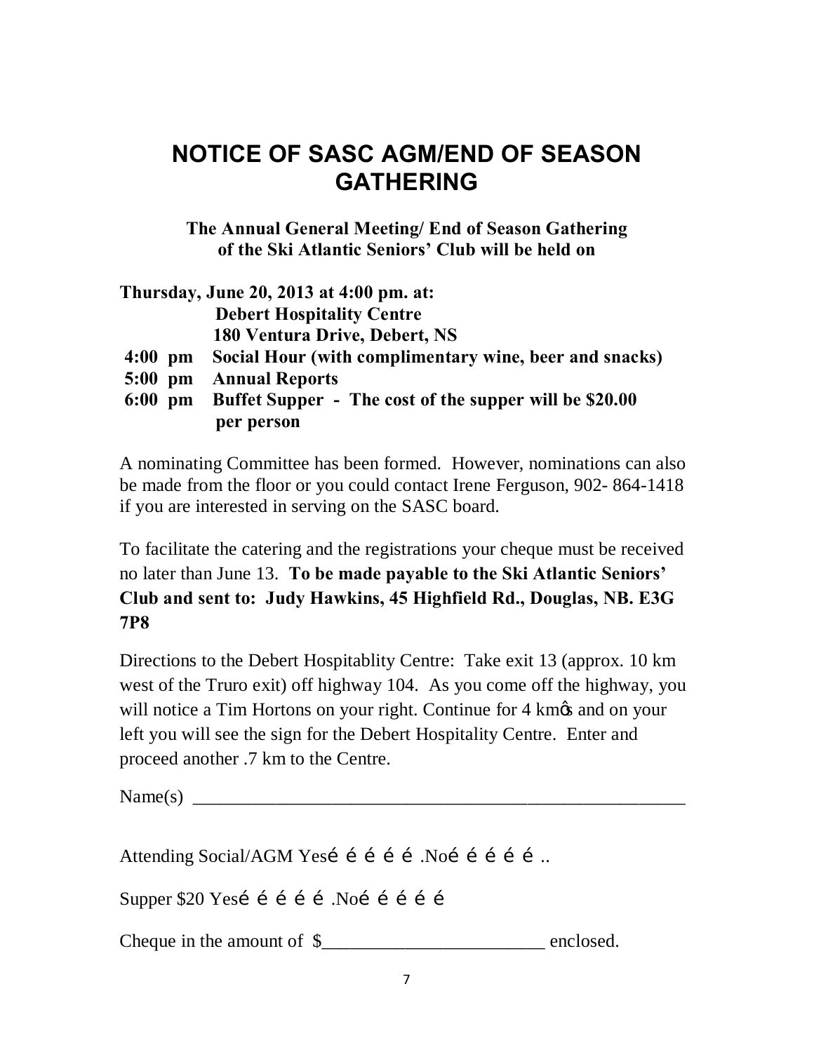# NOTICE OF SASC AGM/END OF SEASON GATHERING

**The Annual General Meeting/ End of Season Gathering of the Ski Atlantic Seniors' Club will be held on**

**Thursday, June 20, 2013 at 4:00 pm. at:**
**Debert Hospitality Centre**
**180 Ventura Drive, Debert, NS**

**4:00 pm Social Hour (with complimentary wine, beer and snacks)**
**5:00 pm Annual Reports**
**6:00 pm Buffet Supper - The cost of the supper will be $20.00 per person**

A nominating Committee has been formed. However, nominations can also be made from the floor or you could contact Irene Ferguson, 902- 864-1418 if you are interested in serving on the SASC board.

To facilitate the catering and the registrations your cheque must be received no later than June 13. **To be made payable to the Ski Atlantic Seniors' Club and sent to: Judy Hawkins, 45 Highfield Rd., Douglas, NB. E3G 7P8**

Directions to the Debert Hospitablity Centre: Take exit 13 (approx. 10 km west of the Truro exit) off highway 104. As you come off the highway, you will notice a Tim Hortons on your right. Continue for 4 km's and on your left you will see the sign for the Debert Hospitality Centre. Enter and proceed another .7 km to the Centre.

Name(s) _______________________________________________

Attending Social/AGM Yes……………No…………..

Supper $20 Yes……………No……………

Cheque in the amount of $______________________ enclosed.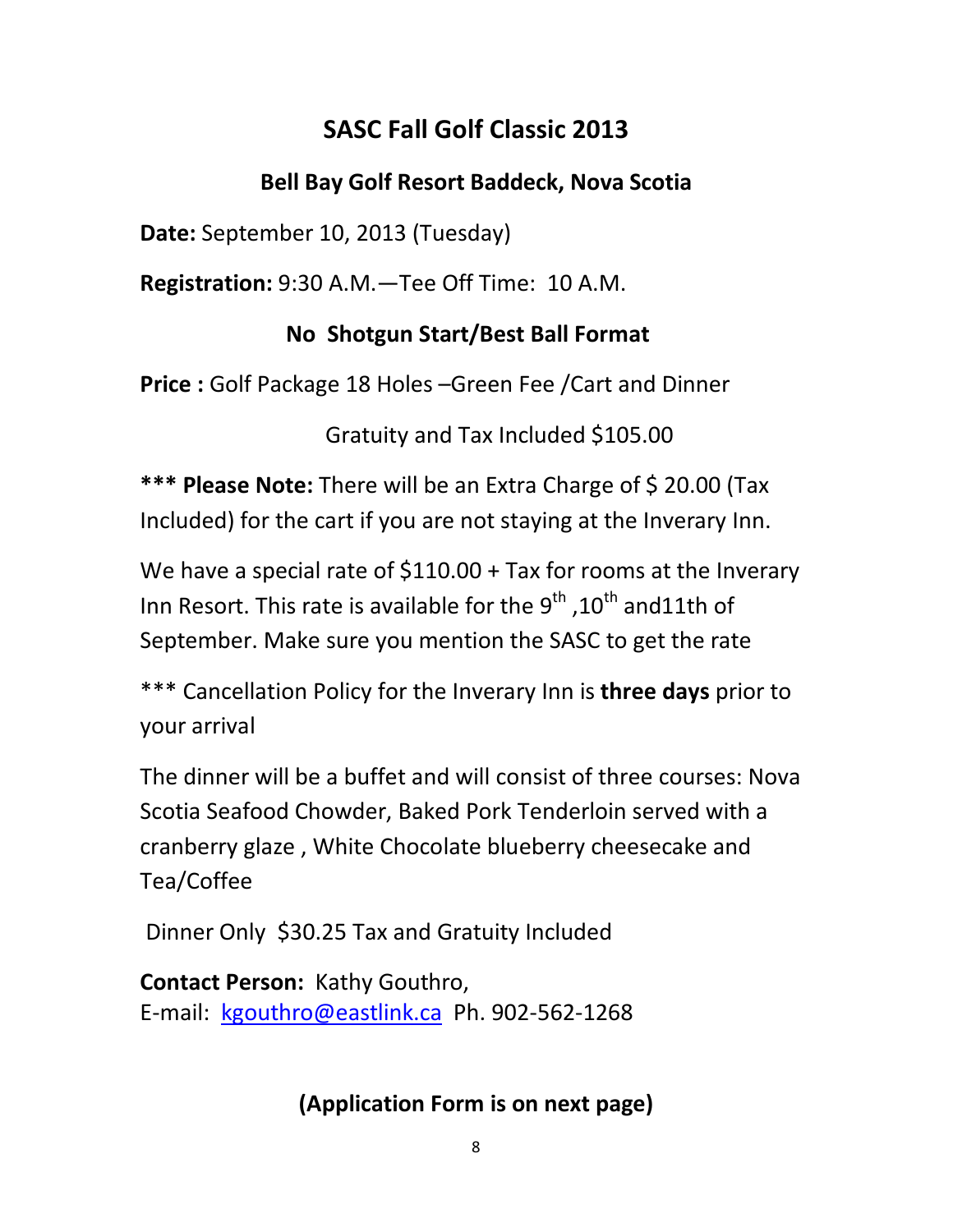# SASC Fall Golf Classic 2013

## Bell Bay Golf Resort Baddeck, Nova Scotia

**Date:** September 10, 2013 (Tuesday)

**Registration:** 9:30 A.M.—Tee Off Time: 10 A.M.

**No Shotgun Start/Best Ball Format**

**Price :** Golf Package 18 Holes –Green Fee /Cart and Dinner

Gratuity and Tax Included $105.00

*** **Please Note:** There will be an Extra Charge of $ 20.00 (Tax Included) for the cart if you are not staying at the Inverary Inn.

We have a special rate of $110.00 + Tax for rooms at the Inverary Inn Resort. This rate is available for the 9th ,10th and11th of September. Make sure you mention the SASC to get the rate

*** Cancellation Policy for the Inverary Inn is **three days** prior to your arrival

The dinner will be a buffet and will consist of three courses: Nova Scotia Seafood Chowder, Baked Pork Tenderloin served with a cranberry glaze , White Chocolate blueberry cheesecake and Tea/Coffee

Dinner Only $30.25 Tax and Gratuity Included

**Contact Person:** Kathy Gouthro,
E-mail: kgouthro@eastlink.ca Ph. 902-562-1268

**(Application Form is on next page)**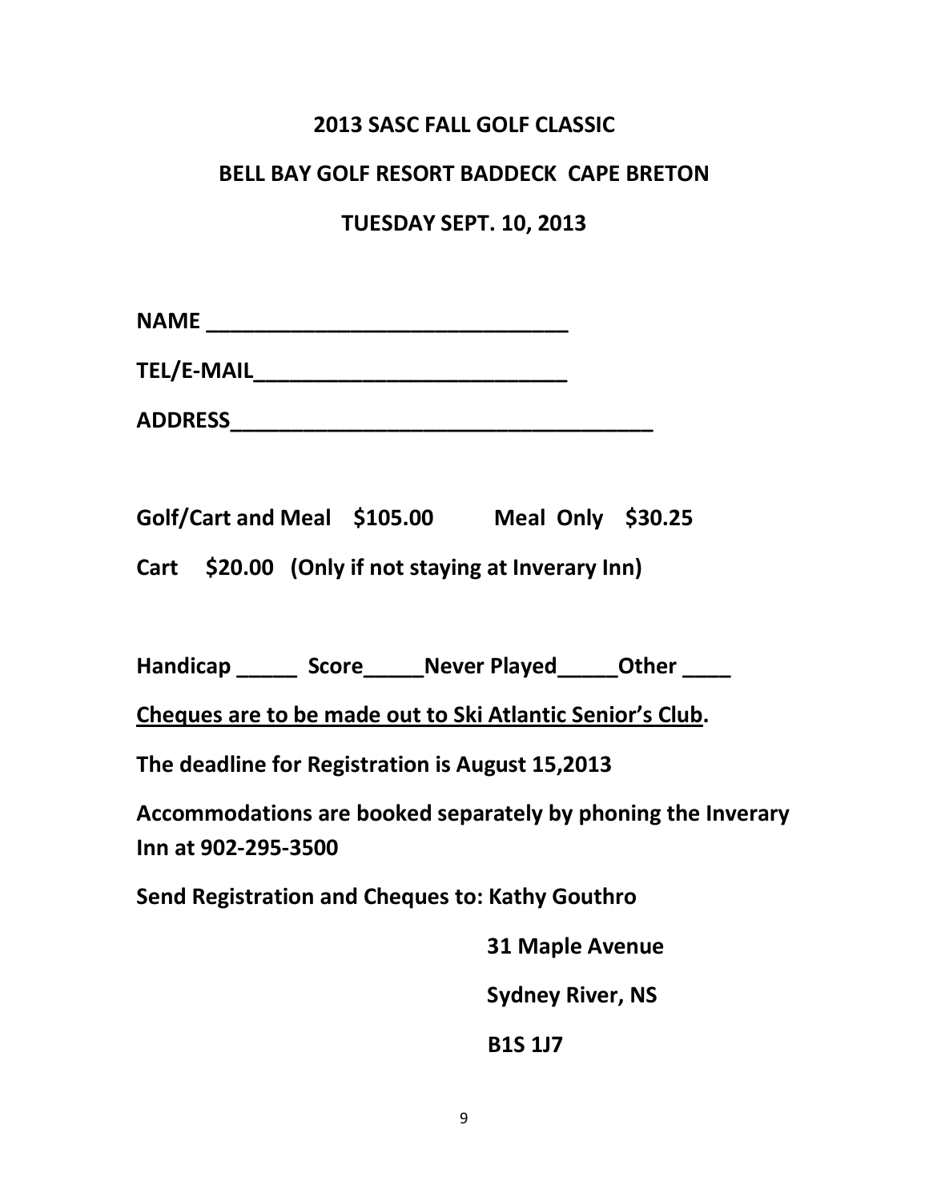**2013 SASC FALL GOLF CLASSIC**

**BELL BAY GOLF RESORT BADDECK CAPE BRETON**

**TUESDAY SEPT. 10, 2013**

**NAME ______________________________**

**TEL/E-MAIL__________________________**

**ADDRESS____________________________________**

**Golf/Cart and Meal $105.00 Meal Only $30.25**

**Cart $20.00 (Only if not staying at Inverary Inn)**

**Handicap _____ Score_____Never Played_____Other ____**

**Cheques are to be made out to Ski Atlantic Senior's Club.**

**The deadline for Registration is August 15,2013**

**Accommodations are booked separately by phoning the Inverary Inn at 902-295-3500**

**Send Registration and Cheques to: Kathy Gouthro**

**31 Maple Avenue**

**Sydney River, NS**

**B1S 1J7**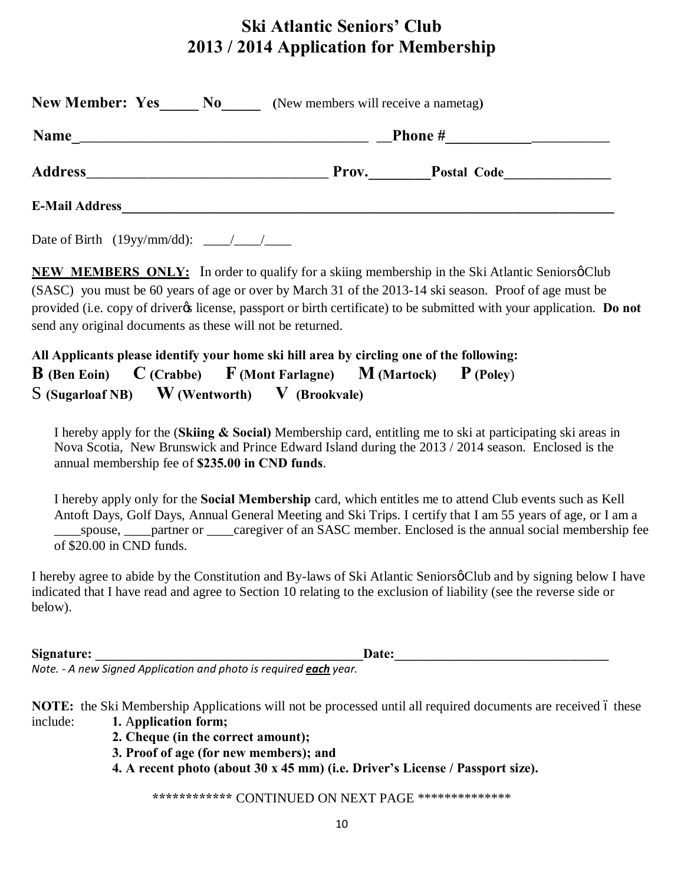# Ski Atlantic Seniors' Club
# 2013 / 2014 Application for Membership

**New Member: Yes_____ No_____** (New members will receive a nametag)

**Name**_______________________________________ __**Phone #**___________ __________

**Address**________________________________ **Prov.**________**Postal Code**______________

**E-Mail Address**_______________________________________________________________________

Date of Birth (19yy/mm/dd): ____/____/____

**NEW MEMBERS ONLY:** In order to qualify for a skiing membership in the Ski Atlantic Seniorsø Club (SASC) you must be 60 years of age or over by March 31 of the 2013-14 ski season. Proof of age must be provided (i.e. copy of driverøs license, passport or birth certificate) to be submitted with your application. **Do not** send any original documents as these will not be returned.

**All Applicants please identify your home ski hill area by circling one of the following:**

**B (Ben Eoin)** **C (Crabbe)** **F (Mont Farlagne)** **M (Martock)** **P (Poley)**
S **(Sugarloaf NB)** **W (Wentworth)** **V (Brookvale)**

I hereby apply for the (**Skiing & Social)** Membership card, entitling me to ski at participating ski areas in Nova Scotia, New Brunswick and Prince Edward Island during the 2013 / 2014 season. Enclosed is the annual membership fee of **$235.00 in CND funds**.

I hereby apply only for the **Social Membership** card, which entitles me to attend Club events such as Kell Antoft Days, Golf Days, Annual General Meeting and Ski Trips. I certify that I am 55 years of age, or I am a ____spouse, ____partner or ____caregiver of an SASC member. Enclosed is the annual social membership fee of $20.00 in CND funds.

I hereby agree to abide by the Constitution and By-laws of Ski Atlantic Seniorsø Club and by signing below I have indicated that I have read and agree to Section 10 relating to the exclusion of liability (see the reverse side or below).

**Signature:** _________________________________________**Date:**________________________________

*Note. - A new Signed Application and photo is required **each** year.*

**NOTE:** the Ski Membership Applications will not be processed until all required documents are received ó these include:

**1. Application form;**
**2. Cheque (in the correct amount);**
**3. Proof of age (for new members); and**
**4. A recent photo (about 30 x 45 mm) (i.e. Driver's License / Passport size).**

************ CONTINUED ON NEXT PAGE **************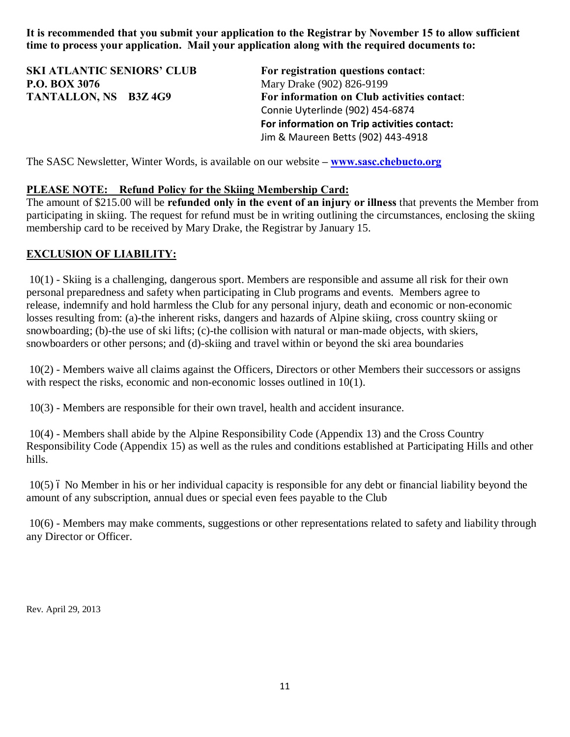**It is recommended that you submit your application to the Registrar by November 15 to allow sufficient time to process your application. Mail your application along with the required documents to:**

**SKI ATLANTIC SENIORS' CLUB**
**P.O. BOX 3076**
**TANTALLON, NS B3Z 4G9**

**For registration questions contact**:
Mary Drake (902) 826-9199
**For information on Club activities contact**:
Connie Uyterlinde (902) 454-6874
**For information on Trip activities contact:**
Jim & Maureen Betts (902) 443-4918

The SASC Newsletter, Winter Words, is available on our website – **[www.sasc.chebucto.org](http://www.sasc.chebucto.org)**

## PLEASE NOTE: Refund Policy for the Skiing Membership Card:

The amount of $215.00 will be **refunded only in the event of an injury or illness** that prevents the Member from participating in skiing. The request for refund must be in writing outlining the circumstances, enclosing the skiing membership card to be received by Mary Drake, the Registrar by January 15.

## EXCLUSION OF LIABILITY:

10(1) - Skiing is a challenging, dangerous sport. Members are responsible and assume all risk for their own personal preparedness and safety when participating in Club programs and events. Members agree to release, indemnify and hold harmless the Club for any personal injury, death and economic or non-economic losses resulting from: (a)-the inherent risks, dangers and hazards of Alpine skiing, cross country skiing or snowboarding; (b)-the use of ski lifts; (c)-the collision with natural or man-made objects, with skiers, snowboarders or other persons; and (d)-skiing and travel within or beyond the ski area boundaries

10(2) - Members waive all claims against the Officers, Directors or other Members their successors or assigns with respect the risks, economic and non-economic losses outlined in 10(1).

10(3) - Members are responsible for their own travel, health and accident insurance.

10(4) - Members shall abide by the Alpine Responsibility Code (Appendix 13) and the Cross Country Responsibility Code (Appendix 15) as well as the rules and conditions established at Participating Hills and other hills.

10(5) ï No Member in his or her individual capacity is responsible for any debt or financial liability beyond the amount of any subscription, annual dues or special even fees payable to the Club

10(6) - Members may make comments, suggestions or other representations related to safety and liability through any Director or Officer.

Rev. April 29, 2013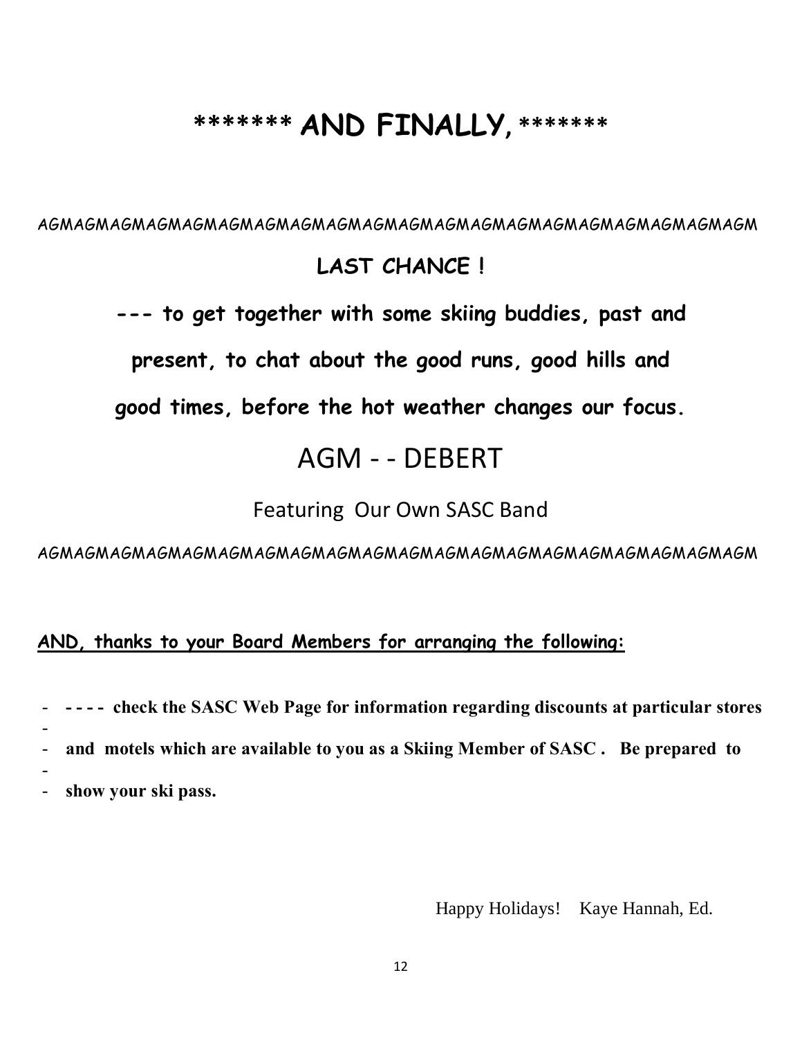# ******* AND FINALLY, *******

AGMAGMAGMAGMAGMAGMAGMAGMAGMAGMAGMAGMAGMAGMAGMAGMAGMAGMAGMAGM

**LAST CHANCE !**

**--- to get together with some skiing buddies, past and present, to chat about the good runs, good hills and good times, before the hot weather changes our focus.**

## AGM - - DEBERT

Featuring Our Own SASC Band

AGMAGMAGMAGMAGMAGMAGMAGMAGMAGMAGMAGMAGMAGMAGMAGMAGMAGMAGMAGM

**AND, thanks to your Board Members for arranging the following:**

- **- - - - check the SASC Web Page for information regarding discounts at particular stores and motels which are available to you as a Skiing Member of SASC . Be prepared to show your ski pass.**

Happy Holidays! Kaye Hannah, Ed.